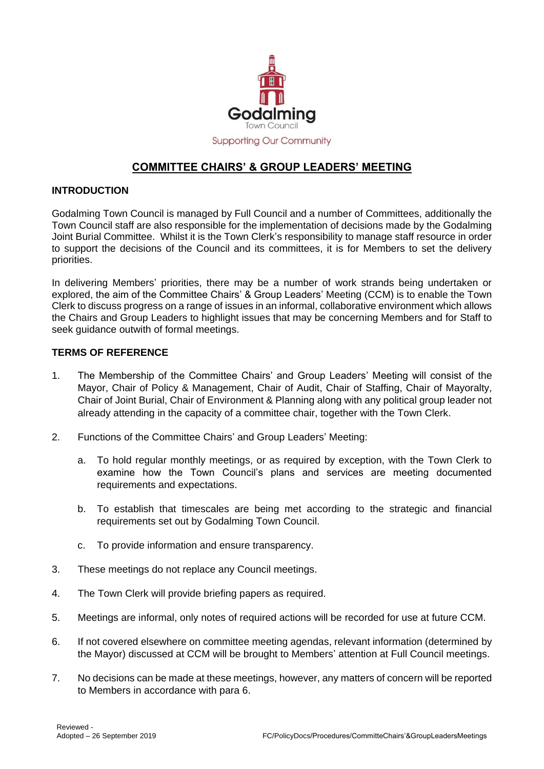Godalming
Town Council
Supporting Our Community

# COMMITTEE CHAIRS' & GROUP LEADERS' MEETING

## INTRODUCTION

Godalming Town Council is managed by Full Council and a number of Committees, additionally the Town Council staff are also responsible for the implementation of decisions made by the Godalming Joint Burial Committee. Whilst it is the Town Clerk's responsibility to manage staff resource in order to support the decisions of the Council and its committees, it is for Members to set the delivery priorities.

In delivering Members' priorities, there may be a number of work strands being undertaken or explored, the aim of the Committee Chairs' & Group Leaders' Meeting (CCM) is to enable the Town Clerk to discuss progress on a range of issues in an informal, collaborative environment which allows the Chairs and Group Leaders to highlight issues that may be concerning Members and for Staff to seek guidance outwith of formal meetings.

## TERMS OF REFERENCE

1. The Membership of the Committee Chairs' and Group Leaders' Meeting will consist of the Mayor, Chair of Policy & Management, Chair of Audit, Chair of Staffing, Chair of Mayoralty, Chair of Joint Burial, Chair of Environment & Planning along with any political group leader not already attending in the capacity of a committee chair, together with the Town Clerk.

2. Functions of the Committee Chairs' and Group Leaders' Meeting:

   a. To hold regular monthly meetings, or as required by exception, with the Town Clerk to examine how the Town Council's plans and services are meeting documented requirements and expectations.

   b. To establish that timescales are being met according to the strategic and financial requirements set out by Godalming Town Council.

   c. To provide information and ensure transparency.

3. These meetings do not replace any Council meetings.

4. The Town Clerk will provide briefing papers as required.

5. Meetings are informal, only notes of required actions will be recorded for use at future CCM.

6. If not covered elsewhere on committee meeting agendas, relevant information (determined by the Mayor) discussed at CCM will be brought to Members' attention at Full Council meetings.

7. No decisions can be made at these meetings, however, any matters of concern will be reported to Members in accordance with para 6.

Reviewed -
Adopted – 26 September 2019

FC/PolicyDocs/Procedures/CommitteChairs'&GroupLeadersMeetings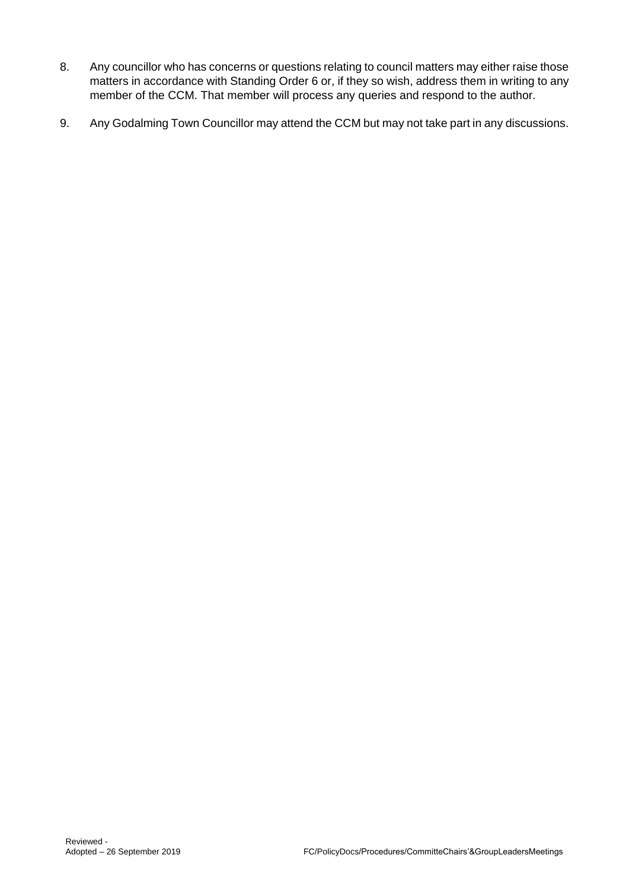8. Any councillor who has concerns or questions relating to council matters may either raise those matters in accordance with Standing Order 6 or, if they so wish, address them in writing to any member of the CCM. That member will process any queries and respond to the author.

9. Any Godalming Town Councillor may attend the CCM but may not take part in any discussions.

Reviewed -
Adopted – 26 September 2019

FC/PolicyDocs/Procedures/CommitteChairs'&GroupLeadersMeetings